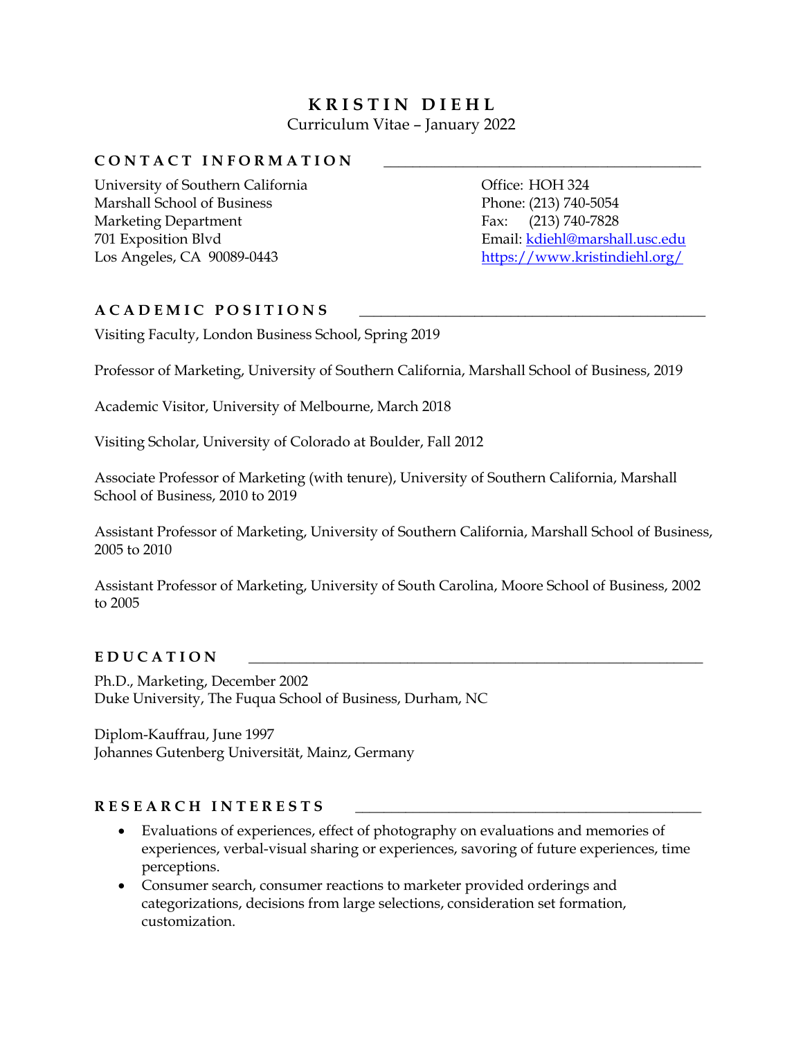# KRISTIN DIEHL

Curriculum Vitae – January 2022

## CONTACT INFORMATION

University of Southern California
Marshall School of Business
Marketing Department
701 Exposition Blvd
Los Angeles, CA 90089-0443

Office: HOH 324
Phone: (213) 740-5054
Fax: (213) 740-7828
Email: kdiehl@marshall.usc.edu
https://www.kristindiehl.org/

## ACADEMIC POSITIONS

Visiting Faculty, London Business School, Spring 2019

Professor of Marketing, University of Southern California, Marshall School of Business, 2019

Academic Visitor, University of Melbourne, March 2018

Visiting Scholar, University of Colorado at Boulder, Fall 2012

Associate Professor of Marketing (with tenure), University of Southern California, Marshall School of Business, 2010 to 2019

Assistant Professor of Marketing, University of Southern California, Marshall School of Business, 2005 to 2010

Assistant Professor of Marketing, University of South Carolina, Moore School of Business, 2002 to 2005

## EDUCATION

Ph.D., Marketing, December 2002
Duke University, The Fuqua School of Business, Durham, NC

Diplom-Kauffrau, June 1997
Johannes Gutenberg Universität, Mainz, Germany

## RESEARCH INTERESTS

- Evaluations of experiences, effect of photography on evaluations and memories of experiences, verbal-visual sharing or experiences, savoring of future experiences, time perceptions.
- Consumer search, consumer reactions to marketer provided orderings and categorizations, decisions from large selections, consideration set formation, customization.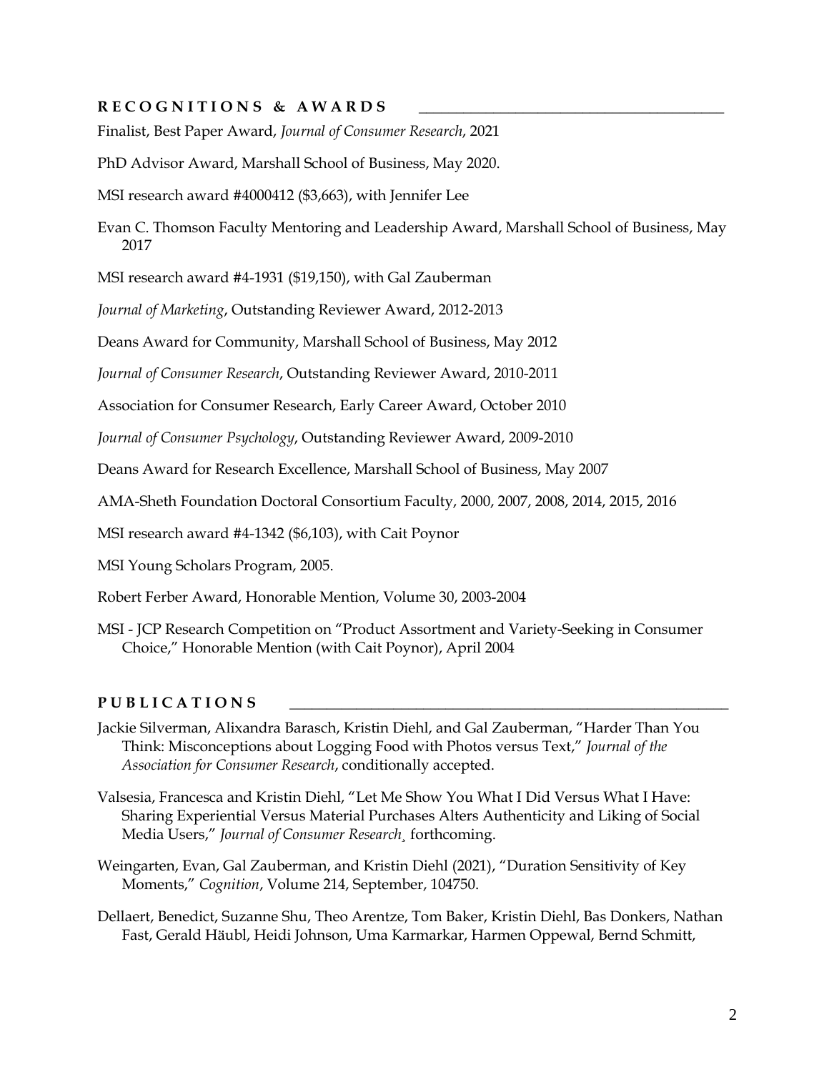## RECOGNITIONS & AWARDS

Finalist, Best Paper Award, *Journal of Consumer Research*, 2021

PhD Advisor Award, Marshall School of Business, May 2020.

MSI research award #4000412 ($3,663), with Jennifer Lee

Evan C. Thomson Faculty Mentoring and Leadership Award, Marshall School of Business, May 2017

MSI research award #4-1931 ($19,150), with Gal Zauberman

*Journal of Marketing*, Outstanding Reviewer Award, 2012-2013

Deans Award for Community, Marshall School of Business, May 2012

*Journal of Consumer Research*, Outstanding Reviewer Award, 2010-2011

Association for Consumer Research, Early Career Award, October 2010

*Journal of Consumer Psychology*, Outstanding Reviewer Award, 2009-2010

Deans Award for Research Excellence, Marshall School of Business, May 2007

AMA-Sheth Foundation Doctoral Consortium Faculty, 2000, 2007, 2008, 2014, 2015, 2016

MSI research award #4-1342 ($6,103), with Cait Poynor

MSI Young Scholars Program, 2005.

Robert Ferber Award, Honorable Mention, Volume 30, 2003-2004

MSI - JCP Research Competition on "Product Assortment and Variety-Seeking in Consumer Choice," Honorable Mention (with Cait Poynor), April 2004

## PUBLICATIONS

Jackie Silverman, Alixandra Barasch, Kristin Diehl, and Gal Zauberman, "Harder Than You Think: Misconceptions about Logging Food with Photos versus Text," *Journal of the Association for Consumer Research*, conditionally accepted.

Valsesia, Francesca and Kristin Diehl, "Let Me Show You What I Did Versus What I Have: Sharing Experiential Versus Material Purchases Alters Authenticity and Liking of Social Media Users," *Journal of Consumer Research*¸ forthcoming.

Weingarten, Evan, Gal Zauberman, and Kristin Diehl (2021), "Duration Sensitivity of Key Moments," *Cognition*, Volume 214, September, 104750.

Dellaert, Benedict, Suzanne Shu, Theo Arentze, Tom Baker, Kristin Diehl, Bas Donkers, Nathan Fast, Gerald Häubl, Heidi Johnson, Uma Karmarkar, Harmen Oppewal, Bernd Schmitt,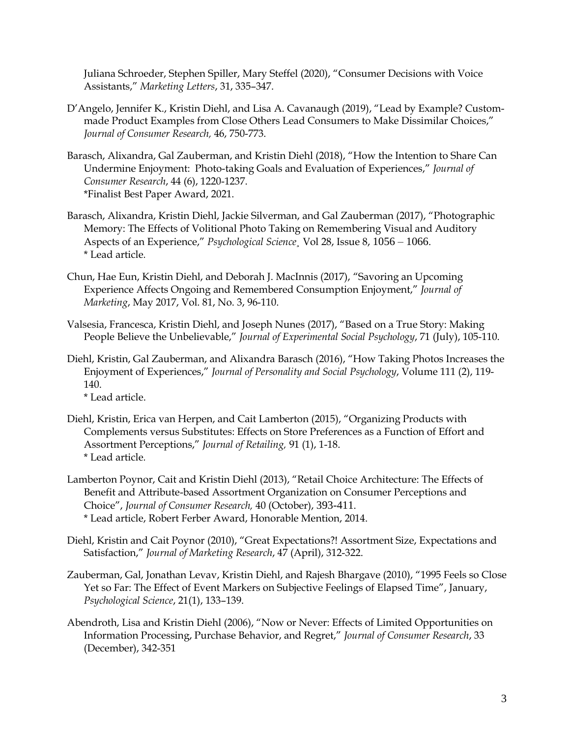Juliana Schroeder, Stephen Spiller, Mary Steffel (2020), "Consumer Decisions with Voice Assistants," *Marketing Letters*, 31, 335–347.

D'Angelo, Jennifer K., Kristin Diehl, and Lisa A. Cavanaugh (2019), "Lead by Example? Custom-made Product Examples from Close Others Lead Consumers to Make Dissimilar Choices," *Journal of Consumer Research,* 46, 750-773.

Barasch, Alixandra, Gal Zauberman, and Kristin Diehl (2018), "How the Intention to Share Can Undermine Enjoyment: Photo-taking Goals and Evaluation of Experiences," *Journal of Consumer Research*, 44 (6), 1220-1237.
*Finalist Best Paper Award, 2021.

Barasch, Alixandra, Kristin Diehl, Jackie Silverman, and Gal Zauberman (2017), "Photographic Memory: The Effects of Volitional Photo Taking on Remembering Visual and Auditory Aspects of an Experience," *Psychological Science*¸ Vol 28, Issue 8, 1056 – 1066.
* Lead article.

Chun, Hae Eun, Kristin Diehl, and Deborah J. MacInnis (2017), "Savoring an Upcoming Experience Affects Ongoing and Remembered Consumption Enjoyment," *Journal of Marketing*, May 2017, Vol. 81, No. 3, 96-110.

Valsesia, Francesca, Kristin Diehl, and Joseph Nunes (2017), "Based on a True Story: Making People Believe the Unbelievable," *Journal of Experimental Social Psychology*, 71 (July), 105-110.

Diehl, Kristin, Gal Zauberman, and Alixandra Barasch (2016), "How Taking Photos Increases the Enjoyment of Experiences," *Journal of Personality and Social Psychology*, Volume 111 (2), 119-140.
* Lead article.

Diehl, Kristin, Erica van Herpen, and Cait Lamberton (2015), "Organizing Products with Complements versus Substitutes: Effects on Store Preferences as a Function of Effort and Assortment Perceptions," *Journal of Retailing,* 91 (1), 1-18.
* Lead article.

Lamberton Poynor, Cait and Kristin Diehl (2013), "Retail Choice Architecture: The Effects of Benefit and Attribute-based Assortment Organization on Consumer Perceptions and Choice", *Journal of Consumer Research,* 40 (October), 393-411.
* Lead article, Robert Ferber Award, Honorable Mention, 2014.

Diehl, Kristin and Cait Poynor (2010), "Great Expectations?! Assortment Size, Expectations and Satisfaction," *Journal of Marketing Research*, 47 (April), 312-322.

Zauberman, Gal, Jonathan Levav, Kristin Diehl, and Rajesh Bhargave (2010), "1995 Feels so Close Yet so Far: The Effect of Event Markers on Subjective Feelings of Elapsed Time", January, *Psychological Science*, 21(1), 133–139.

Abendroth, Lisa and Kristin Diehl (2006), "Now or Never: Effects of Limited Opportunities on Information Processing, Purchase Behavior, and Regret," *Journal of Consumer Research*, 33 (December), 342-351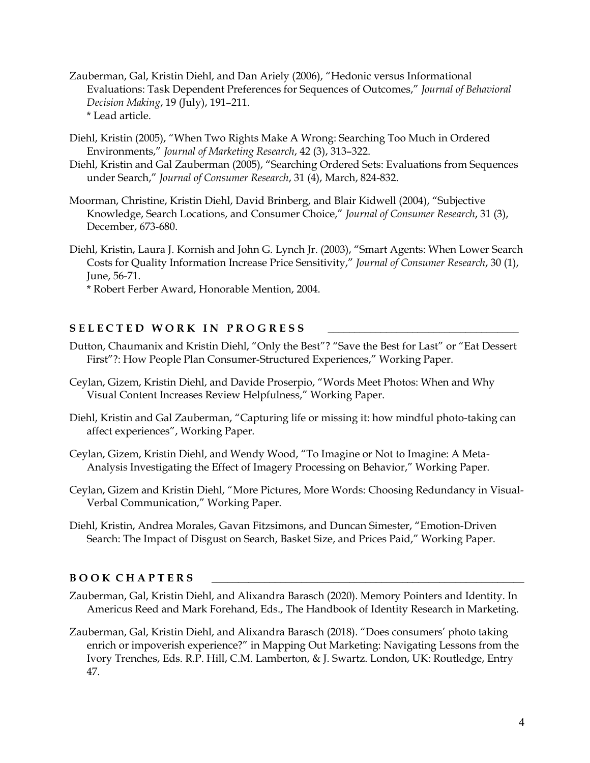Zauberman, Gal, Kristin Diehl, and Dan Ariely (2006), "Hedonic versus Informational Evaluations: Task Dependent Preferences for Sequences of Outcomes," *Journal of Behavioral Decision Making*, 19 (July), 191–211.
\* Lead article.

Diehl, Kristin (2005), "When Two Rights Make A Wrong: Searching Too Much in Ordered Environments," *Journal of Marketing Research*, 42 (3), 313–322.

Diehl, Kristin and Gal Zauberman (2005), "Searching Ordered Sets: Evaluations from Sequences under Search," *Journal of Consumer Research*, 31 (4), March, 824-832.

Moorman, Christine, Kristin Diehl, David Brinberg, and Blair Kidwell (2004), "Subjective Knowledge, Search Locations, and Consumer Choice," *Journal of Consumer Research*, 31 (3), December, 673-680.

Diehl, Kristin, Laura J. Kornish and John G. Lynch Jr. (2003), "Smart Agents: When Lower Search Costs for Quality Information Increase Price Sensitivity," *Journal of Consumer Research*, 30 (1), June, 56-71.
\* Robert Ferber Award, Honorable Mention, 2004.

## SELECTED WORK IN PROGRESS

Dutton, Chaumanix and Kristin Diehl, "Only the Best"? "Save the Best for Last" or "Eat Dessert First"?: How People Plan Consumer-Structured Experiences," Working Paper.

Ceylan, Gizem, Kristin Diehl, and Davide Proserpio, "Words Meet Photos: When and Why Visual Content Increases Review Helpfulness," Working Paper.

Diehl, Kristin and Gal Zauberman, "Capturing life or missing it: how mindful photo-taking can affect experiences", Working Paper.

Ceylan, Gizem, Kristin Diehl, and Wendy Wood, "To Imagine or Not to Imagine: A Meta-Analysis Investigating the Effect of Imagery Processing on Behavior," Working Paper.

Ceylan, Gizem and Kristin Diehl, "More Pictures, More Words: Choosing Redundancy in Visual-Verbal Communication," Working Paper.

Diehl, Kristin, Andrea Morales, Gavan Fitzsimons, and Duncan Simester, "Emotion-Driven Search: The Impact of Disgust on Search, Basket Size, and Prices Paid," Working Paper.

## BOOK CHAPTERS

Zauberman, Gal, Kristin Diehl, and Alixandra Barasch (2020). Memory Pointers and Identity. In Americus Reed and Mark Forehand, Eds., The Handbook of Identity Research in Marketing.

Zauberman, Gal, Kristin Diehl, and Alixandra Barasch (2018). "Does consumers' photo taking enrich or impoverish experience?" in Mapping Out Marketing: Navigating Lessons from the Ivory Trenches, Eds. R.P. Hill, C.M. Lamberton, & J. Swartz. London, UK: Routledge, Entry 47.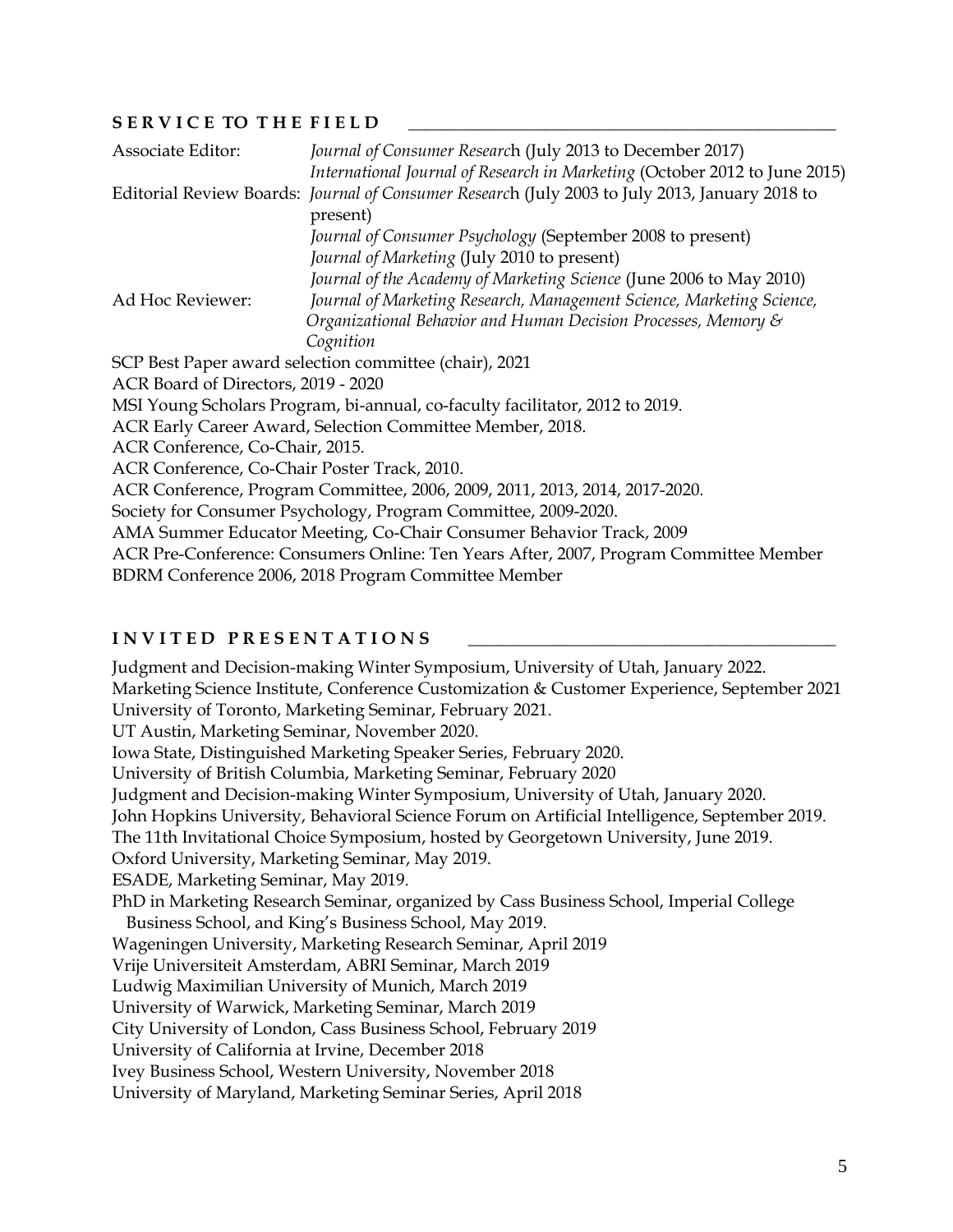## SERVICE TO THE FIELD

Associate Editor: *Journal of Consumer Research* (July 2013 to December 2017)
*International Journal of Research in Marketing* (October 2012 to June 2015)

Editorial Review Boards: *Journal of Consumer Research* (July 2003 to July 2013, January 2018 to present)
*Journal of Consumer Psychology* (September 2008 to present)
*Journal of Marketing* (July 2010 to present)
*Journal of the Academy of Marketing Science* (June 2006 to May 2010)

Ad Hoc Reviewer: *Journal of Marketing Research, Management Science, Marketing Science, Organizational Behavior and Human Decision Processes, Memory & Cognition*

SCP Best Paper award selection committee (chair), 2021
ACR Board of Directors, 2019 - 2020
MSI Young Scholars Program, bi-annual, co-faculty facilitator, 2012 to 2019.
ACR Early Career Award, Selection Committee Member, 2018.
ACR Conference, Co-Chair, 2015.
ACR Conference, Co-Chair Poster Track, 2010.
ACR Conference, Program Committee, 2006, 2009, 2011, 2013, 2014, 2017-2020.
Society for Consumer Psychology, Program Committee, 2009-2020.
AMA Summer Educator Meeting, Co-Chair Consumer Behavior Track, 2009
ACR Pre-Conference: Consumers Online: Ten Years After, 2007, Program Committee Member
BDRM Conference 2006, 2018 Program Committee Member

## INVITED PRESENTATIONS

Judgment and Decision-making Winter Symposium, University of Utah, January 2022.
Marketing Science Institute, Conference Customization & Customer Experience, September 2021
University of Toronto, Marketing Seminar, February 2021.
UT Austin, Marketing Seminar, November 2020.
Iowa State, Distinguished Marketing Speaker Series, February 2020.
University of British Columbia, Marketing Seminar, February 2020
Judgment and Decision-making Winter Symposium, University of Utah, January 2020.
John Hopkins University, Behavioral Science Forum on Artificial Intelligence, September 2019.
The 11th Invitational Choice Symposium, hosted by Georgetown University, June 2019.
Oxford University, Marketing Seminar, May 2019.
ESADE, Marketing Seminar, May 2019.
PhD in Marketing Research Seminar, organized by Cass Business School, Imperial College Business School, and King's Business School, May 2019.
Wageningen University, Marketing Research Seminar, April 2019
Vrije Universiteit Amsterdam, ABRI Seminar, March 2019
Ludwig Maximilian University of Munich, March 2019
University of Warwick, Marketing Seminar, March 2019
City University of London, Cass Business School, February 2019
University of California at Irvine, December 2018
Ivey Business School, Western University, November 2018
University of Maryland, Marketing Seminar Series, April 2018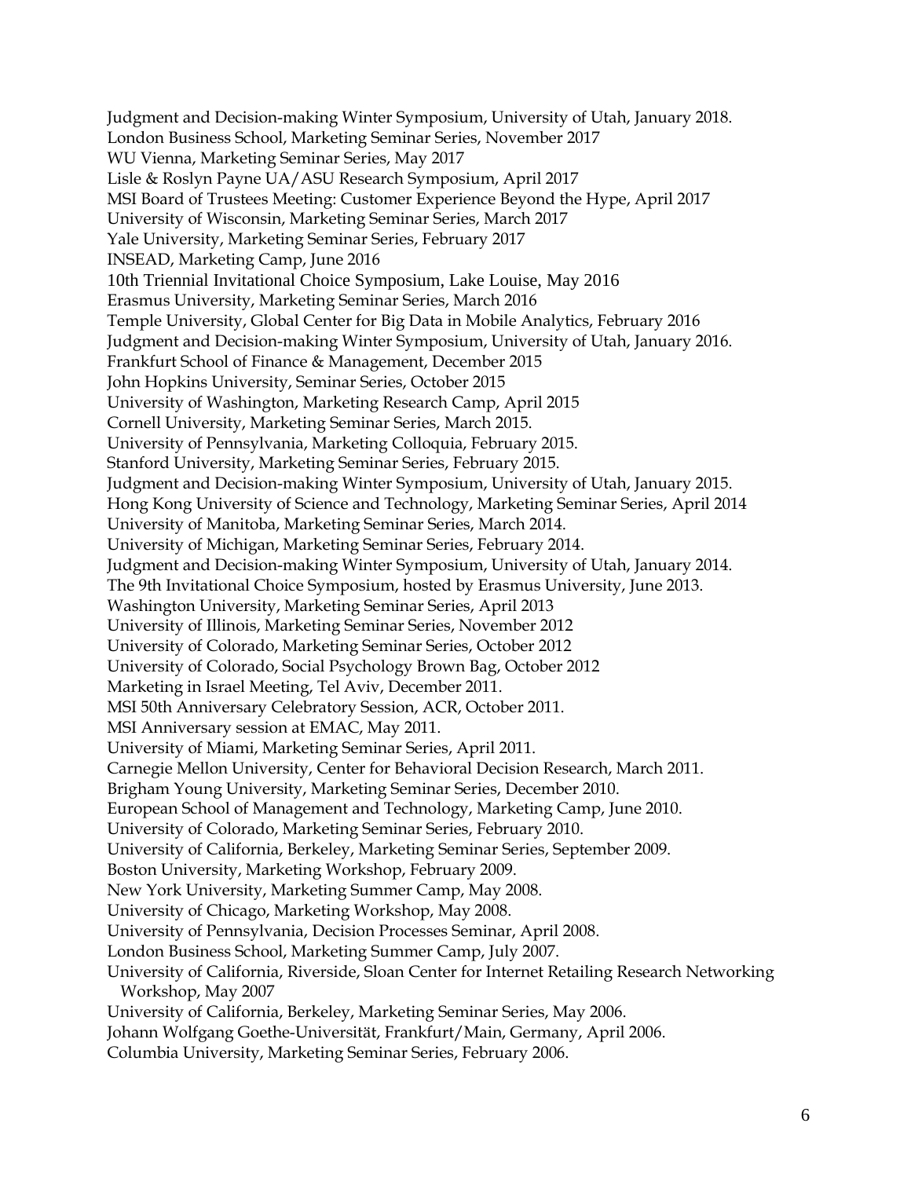Judgment and Decision-making Winter Symposium, University of Utah, January 2018.
London Business School, Marketing Seminar Series, November 2017
WU Vienna, Marketing Seminar Series, May 2017
Lisle & Roslyn Payne UA/ASU Research Symposium, April 2017
MSI Board of Trustees Meeting: Customer Experience Beyond the Hype, April 2017
University of Wisconsin, Marketing Seminar Series, March 2017
Yale University, Marketing Seminar Series, February 2017
INSEAD, Marketing Camp, June 2016
10th Triennial Invitational Choice Symposium, Lake Louise, May 2016
Erasmus University, Marketing Seminar Series, March 2016
Temple University, Global Center for Big Data in Mobile Analytics, February 2016
Judgment and Decision-making Winter Symposium, University of Utah, January 2016.
Frankfurt School of Finance & Management, December 2015
John Hopkins University, Seminar Series, October 2015
University of Washington, Marketing Research Camp, April 2015
Cornell University, Marketing Seminar Series, March 2015.
University of Pennsylvania, Marketing Colloquia, February 2015.
Stanford University, Marketing Seminar Series, February 2015.
Judgment and Decision-making Winter Symposium, University of Utah, January 2015.
Hong Kong University of Science and Technology, Marketing Seminar Series, April 2014
University of Manitoba, Marketing Seminar Series, March 2014.
University of Michigan, Marketing Seminar Series, February 2014.
Judgment and Decision-making Winter Symposium, University of Utah, January 2014.
The 9th Invitational Choice Symposium, hosted by Erasmus University, June 2013.
Washington University, Marketing Seminar Series, April 2013
University of Illinois, Marketing Seminar Series, November 2012
University of Colorado, Marketing Seminar Series, October 2012
University of Colorado, Social Psychology Brown Bag, October 2012
Marketing in Israel Meeting, Tel Aviv, December 2011.
MSI 50th Anniversary Celebratory Session, ACR, October 2011.
MSI Anniversary session at EMAC, May 2011.
University of Miami, Marketing Seminar Series, April 2011.
Carnegie Mellon University, Center for Behavioral Decision Research, March 2011.
Brigham Young University, Marketing Seminar Series, December 2010.
European School of Management and Technology, Marketing Camp, June 2010.
University of Colorado, Marketing Seminar Series, February 2010.
University of California, Berkeley, Marketing Seminar Series, September 2009.
Boston University, Marketing Workshop, February 2009.
New York University, Marketing Summer Camp, May 2008.
University of Chicago, Marketing Workshop, May 2008.
University of Pennsylvania, Decision Processes Seminar, April 2008.
London Business School, Marketing Summer Camp, July 2007.
University of California, Riverside, Sloan Center for Internet Retailing Research Networking Workshop, May 2007
University of California, Berkeley, Marketing Seminar Series, May 2006.
Johann Wolfgang Goethe-Universität, Frankfurt/Main, Germany, April 2006.
Columbia University, Marketing Seminar Series, February 2006.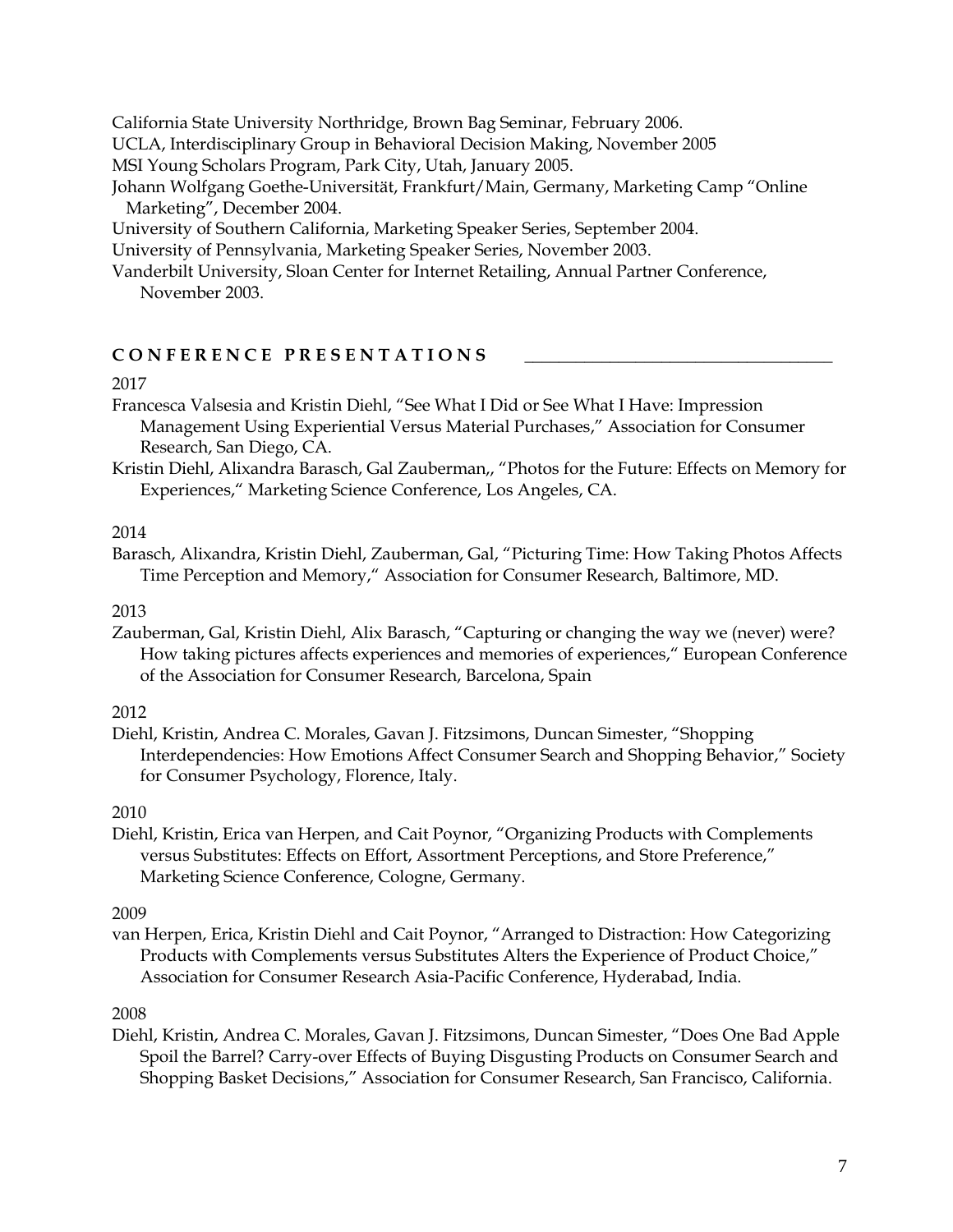California State University Northridge, Brown Bag Seminar, February 2006.
UCLA, Interdisciplinary Group in Behavioral Decision Making, November 2005
MSI Young Scholars Program, Park City, Utah, January 2005.
Johann Wolfgang Goethe-Universität, Frankfurt/Main, Germany, Marketing Camp "Online Marketing", December 2004.
University of Southern California, Marketing Speaker Series, September 2004.
University of Pennsylvania, Marketing Speaker Series, November 2003.
Vanderbilt University, Sloan Center for Internet Retailing, Annual Partner Conference, November 2003.

## CONFERENCE PRESENTATIONS

2017

Francesca Valsesia and Kristin Diehl, "See What I Did or See What I Have: Impression Management Using Experiential Versus Material Purchases," Association for Consumer Research, San Diego, CA.

Kristin Diehl, Alixandra Barasch, Gal Zauberman,, "Photos for the Future: Effects on Memory for Experiences," Marketing Science Conference, Los Angeles, CA.

2014

Barasch, Alixandra, Kristin Diehl, Zauberman, Gal, "Picturing Time: How Taking Photos Affects Time Perception and Memory," Association for Consumer Research, Baltimore, MD.

2013

Zauberman, Gal, Kristin Diehl, Alix Barasch, "Capturing or changing the way we (never) were? How taking pictures affects experiences and memories of experiences," European Conference of the Association for Consumer Research, Barcelona, Spain

2012

Diehl, Kristin, Andrea C. Morales, Gavan J. Fitzsimons, Duncan Simester, "Shopping Interdependencies: How Emotions Affect Consumer Search and Shopping Behavior," Society for Consumer Psychology, Florence, Italy.

2010

Diehl, Kristin, Erica van Herpen, and Cait Poynor, "Organizing Products with Complements versus Substitutes: Effects on Effort, Assortment Perceptions, and Store Preference," Marketing Science Conference, Cologne, Germany.

2009

van Herpen, Erica, Kristin Diehl and Cait Poynor, "Arranged to Distraction: How Categorizing Products with Complements versus Substitutes Alters the Experience of Product Choice," Association for Consumer Research Asia-Pacific Conference, Hyderabad, India.

2008

Diehl, Kristin, Andrea C. Morales, Gavan J. Fitzsimons, Duncan Simester, "Does One Bad Apple Spoil the Barrel? Carry-over Effects of Buying Disgusting Products on Consumer Search and Shopping Basket Decisions," Association for Consumer Research, San Francisco, California.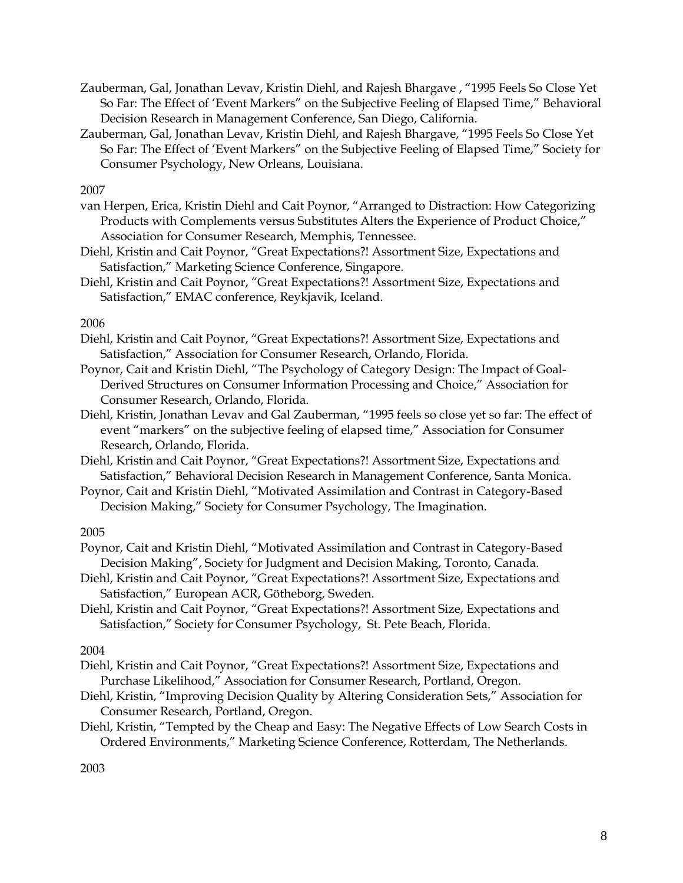Zauberman, Gal, Jonathan Levav, Kristin Diehl, and Rajesh Bhargave , "1995 Feels So Close Yet So Far: The Effect of 'Event Markers" on the Subjective Feeling of Elapsed Time," Behavioral Decision Research in Management Conference, San Diego, California.

Zauberman, Gal, Jonathan Levav, Kristin Diehl, and Rajesh Bhargave, "1995 Feels So Close Yet So Far: The Effect of 'Event Markers" on the Subjective Feeling of Elapsed Time," Society for Consumer Psychology, New Orleans, Louisiana.

2007

van Herpen, Erica, Kristin Diehl and Cait Poynor, "Arranged to Distraction: How Categorizing Products with Complements versus Substitutes Alters the Experience of Product Choice," Association for Consumer Research, Memphis, Tennessee.

Diehl, Kristin and Cait Poynor, "Great Expectations?! Assortment Size, Expectations and Satisfaction," Marketing Science Conference, Singapore.

Diehl, Kristin and Cait Poynor, "Great Expectations?! Assortment Size, Expectations and Satisfaction," EMAC conference, Reykjavik, Iceland.

2006

Diehl, Kristin and Cait Poynor, "Great Expectations?! Assortment Size, Expectations and Satisfaction," Association for Consumer Research, Orlando, Florida.

Poynor, Cait and Kristin Diehl, "The Psychology of Category Design: The Impact of Goal-Derived Structures on Consumer Information Processing and Choice," Association for Consumer Research, Orlando, Florida.

Diehl, Kristin, Jonathan Levav and Gal Zauberman, "1995 feels so close yet so far: The effect of event "markers" on the subjective feeling of elapsed time," Association for Consumer Research, Orlando, Florida.

Diehl, Kristin and Cait Poynor, "Great Expectations?! Assortment Size, Expectations and Satisfaction," Behavioral Decision Research in Management Conference, Santa Monica.

Poynor, Cait and Kristin Diehl, "Motivated Assimilation and Contrast in Category-Based Decision Making," Society for Consumer Psychology, The Imagination.

2005

Poynor, Cait and Kristin Diehl, "Motivated Assimilation and Contrast in Category-Based Decision Making", Society for Judgment and Decision Making, Toronto, Canada.

Diehl, Kristin and Cait Poynor, "Great Expectations?! Assortment Size, Expectations and Satisfaction," European ACR, Götheborg, Sweden.

Diehl, Kristin and Cait Poynor, "Great Expectations?! Assortment Size, Expectations and Satisfaction," Society for Consumer Psychology, St. Pete Beach, Florida.

2004

Diehl, Kristin and Cait Poynor, "Great Expectations?! Assortment Size, Expectations and Purchase Likelihood," Association for Consumer Research, Portland, Oregon.

Diehl, Kristin, "Improving Decision Quality by Altering Consideration Sets," Association for Consumer Research, Portland, Oregon.

Diehl, Kristin, "Tempted by the Cheap and Easy: The Negative Effects of Low Search Costs in Ordered Environments," Marketing Science Conference, Rotterdam, The Netherlands.

2003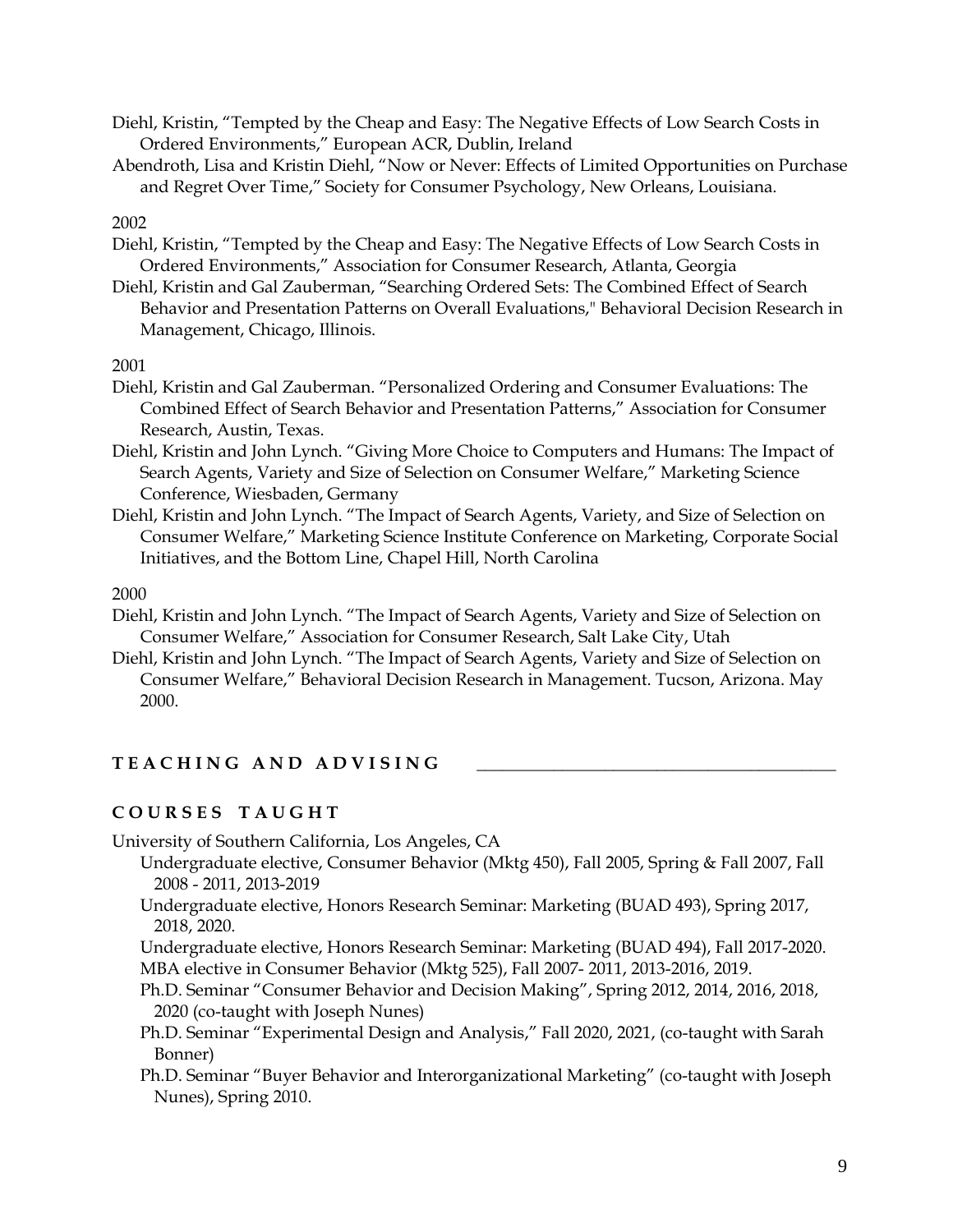Diehl, Kristin, "Tempted by the Cheap and Easy: The Negative Effects of Low Search Costs in Ordered Environments," European ACR, Dublin, Ireland

Abendroth, Lisa and Kristin Diehl, "Now or Never: Effects of Limited Opportunities on Purchase and Regret Over Time," Society for Consumer Psychology, New Orleans, Louisiana.

2002

Diehl, Kristin, "Tempted by the Cheap and Easy: The Negative Effects of Low Search Costs in Ordered Environments," Association for Consumer Research, Atlanta, Georgia

Diehl, Kristin and Gal Zauberman, "Searching Ordered Sets: The Combined Effect of Search Behavior and Presentation Patterns on Overall Evaluations," Behavioral Decision Research in Management, Chicago, Illinois.

2001

Diehl, Kristin and Gal Zauberman. "Personalized Ordering and Consumer Evaluations: The Combined Effect of Search Behavior and Presentation Patterns," Association for Consumer Research, Austin, Texas.

Diehl, Kristin and John Lynch. "Giving More Choice to Computers and Humans: The Impact of Search Agents, Variety and Size of Selection on Consumer Welfare," Marketing Science Conference, Wiesbaden, Germany

Diehl, Kristin and John Lynch. "The Impact of Search Agents, Variety, and Size of Selection on Consumer Welfare," Marketing Science Institute Conference on Marketing, Corporate Social Initiatives, and the Bottom Line, Chapel Hill, North Carolina

2000

Diehl, Kristin and John Lynch. "The Impact of Search Agents, Variety and Size of Selection on Consumer Welfare," Association for Consumer Research, Salt Lake City, Utah

Diehl, Kristin and John Lynch. "The Impact of Search Agents, Variety and Size of Selection on Consumer Welfare," Behavioral Decision Research in Management. Tucson, Arizona. May 2000.

## TEACHING AND ADVISING

### COURSES TAUGHT

University of Southern California, Los Angeles, CA

- Undergraduate elective, Consumer Behavior (Mktg 450), Fall 2005, Spring & Fall 2007, Fall 2008 - 2011, 2013-2019
- Undergraduate elective, Honors Research Seminar: Marketing (BUAD 493), Spring 2017, 2018, 2020.
- Undergraduate elective, Honors Research Seminar: Marketing (BUAD 494), Fall 2017-2020.
- MBA elective in Consumer Behavior (Mktg 525), Fall 2007- 2011, 2013-2016, 2019.
- Ph.D. Seminar "Consumer Behavior and Decision Making", Spring 2012, 2014, 2016, 2018, 2020 (co-taught with Joseph Nunes)
- Ph.D. Seminar "Experimental Design and Analysis," Fall 2020, 2021, (co-taught with Sarah Bonner)
- Ph.D. Seminar "Buyer Behavior and Interorganizational Marketing" (co-taught with Joseph Nunes), Spring 2010.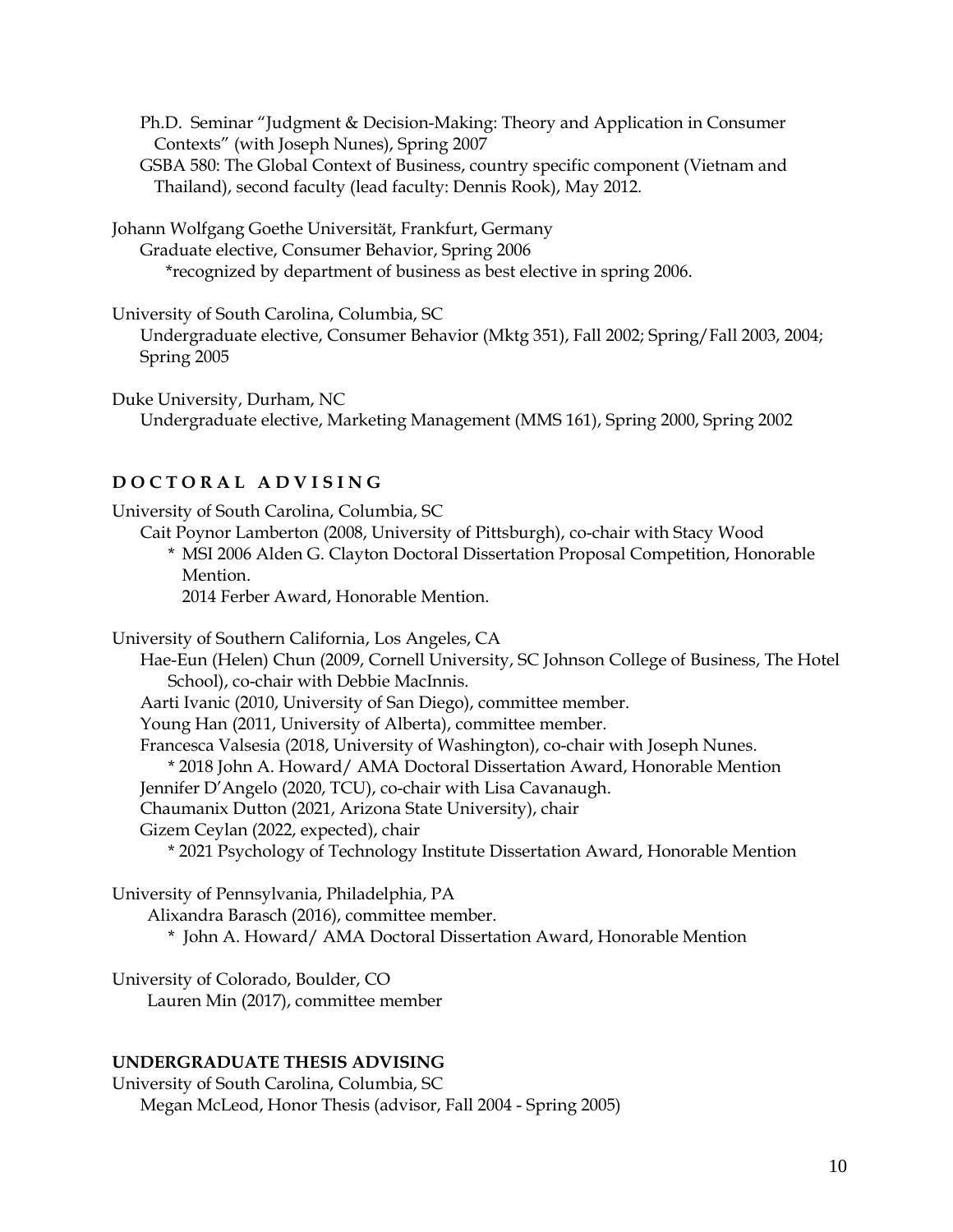Ph.D. Seminar "Judgment & Decision-Making: Theory and Application in Consumer Contexts" (with Joseph Nunes), Spring 2007

GSBA 580: The Global Context of Business, country specific component (Vietnam and Thailand), second faculty (lead faculty: Dennis Rook), May 2012.

Johann Wolfgang Goethe Universität, Frankfurt, Germany

Graduate elective, Consumer Behavior, Spring 2006

*recognized by department of business as best elective in spring 2006.

University of South Carolina, Columbia, SC

Undergraduate elective, Consumer Behavior (Mktg 351), Fall 2002; Spring/Fall 2003, 2004; Spring 2005

Duke University, Durham, NC

Undergraduate elective, Marketing Management (MMS 161), Spring 2000, Spring 2002

## DOCTORAL ADVISING

University of South Carolina, Columbia, SC

Cait Poynor Lamberton (2008, University of Pittsburgh), co-chair with Stacy Wood

\* MSI 2006 Alden G. Clayton Doctoral Dissertation Proposal Competition, Honorable Mention.

2014 Ferber Award, Honorable Mention.

University of Southern California, Los Angeles, CA

Hae-Eun (Helen) Chun (2009, Cornell University, SC Johnson College of Business, The Hotel School), co-chair with Debbie MacInnis.

Aarti Ivanic (2010, University of San Diego), committee member.

Young Han (2011, University of Alberta), committee member.

Francesca Valsesia (2018, University of Washington), co-chair with Joseph Nunes.

\* 2018 John A. Howard/ AMA Doctoral Dissertation Award, Honorable Mention

Jennifer D'Angelo (2020, TCU), co-chair with Lisa Cavanaugh.

Chaumanix Dutton (2021, Arizona State University), chair

Gizem Ceylan (2022, expected), chair

\* 2021 Psychology of Technology Institute Dissertation Award, Honorable Mention

University of Pennsylvania, Philadelphia, PA

Alixandra Barasch (2016), committee member.

\* John A. Howard/ AMA Doctoral Dissertation Award, Honorable Mention

University of Colorado, Boulder, CO

Lauren Min (2017), committee member

## UNDERGRADUATE THESIS ADVISING

University of South Carolina, Columbia, SC

Megan McLeod, Honor Thesis (advisor, Fall 2004 - Spring 2005)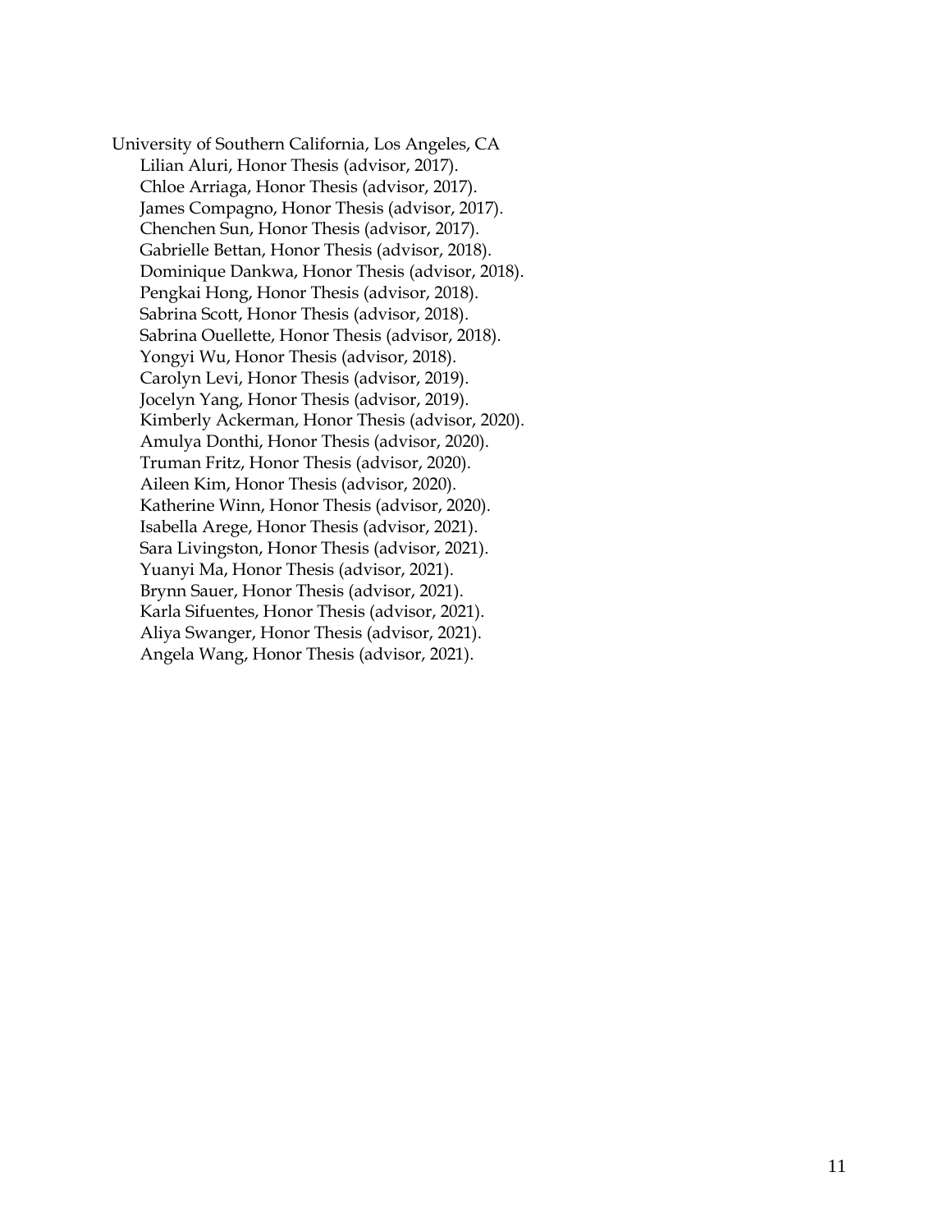University of Southern California, Los Angeles, CA

- Lilian Aluri, Honor Thesis (advisor, 2017).
- Chloe Arriaga, Honor Thesis (advisor, 2017).
- James Compagno, Honor Thesis (advisor, 2017).
- Chenchen Sun, Honor Thesis (advisor, 2017).
- Gabrielle Bettan, Honor Thesis (advisor, 2018).
- Dominique Dankwa, Honor Thesis (advisor, 2018).
- Pengkai Hong, Honor Thesis (advisor, 2018).
- Sabrina Scott, Honor Thesis (advisor, 2018).
- Sabrina Ouellette, Honor Thesis (advisor, 2018).
- Yongyi Wu, Honor Thesis (advisor, 2018).
- Carolyn Levi, Honor Thesis (advisor, 2019).
- Jocelyn Yang, Honor Thesis (advisor, 2019).
- Kimberly Ackerman, Honor Thesis (advisor, 2020).
- Amulya Donthi, Honor Thesis (advisor, 2020).
- Truman Fritz, Honor Thesis (advisor, 2020).
- Aileen Kim, Honor Thesis (advisor, 2020).
- Katherine Winn, Honor Thesis (advisor, 2020).
- Isabella Arege, Honor Thesis (advisor, 2021).
- Sara Livingston, Honor Thesis (advisor, 2021).
- Yuanyi Ma, Honor Thesis (advisor, 2021).
- Brynn Sauer, Honor Thesis (advisor, 2021).
- Karla Sifuentes, Honor Thesis (advisor, 2021).
- Aliya Swanger, Honor Thesis (advisor, 2021).
- Angela Wang, Honor Thesis (advisor, 2021).